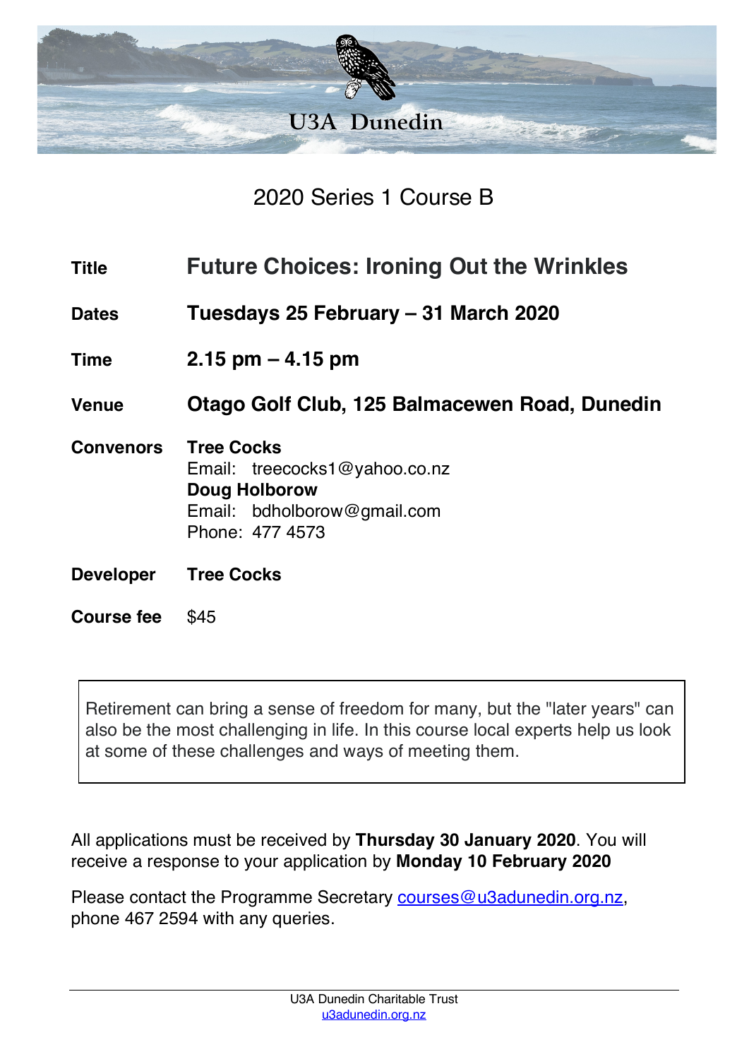# U3A Dunedin

## 2020 Series 1 Course B

| | |
|---|---|
| **Title** | **Future Choices: Ironing Out the Wrinkles** |
| **Dates** | **Tuesdays 25 February – 31 March 2020** |
| **Time** | **2.15 pm – 4.15 pm** |
| **Venue** | **Otago Golf Club, 125 Balmacewen Road, Dunedin** |
| **Convenors** | **Tree Cocks**<br>Email: treecocks1@yahoo.co.nz<br>**Doug Holborow**<br>Email: bdholborow@gmail.com<br>Phone: 477 4573 |
| **Developer** | **Tree Cocks** |
| **Course fee** | $45 |

Retirement can bring a sense of freedom for many, but the "later years" can also be the most challenging in life. In this course local experts help us look at some of these challenges and ways of meeting them.

All applications must be received by **Thursday 30 January 2020**. You will receive a response to your application by **Monday 10 February 2020**

Please contact the Programme Secretary courses@u3adunedin.org.nz, phone 467 2594 with any queries.

U3A Dunedin Charitable Trust
u3adunedin.org.nz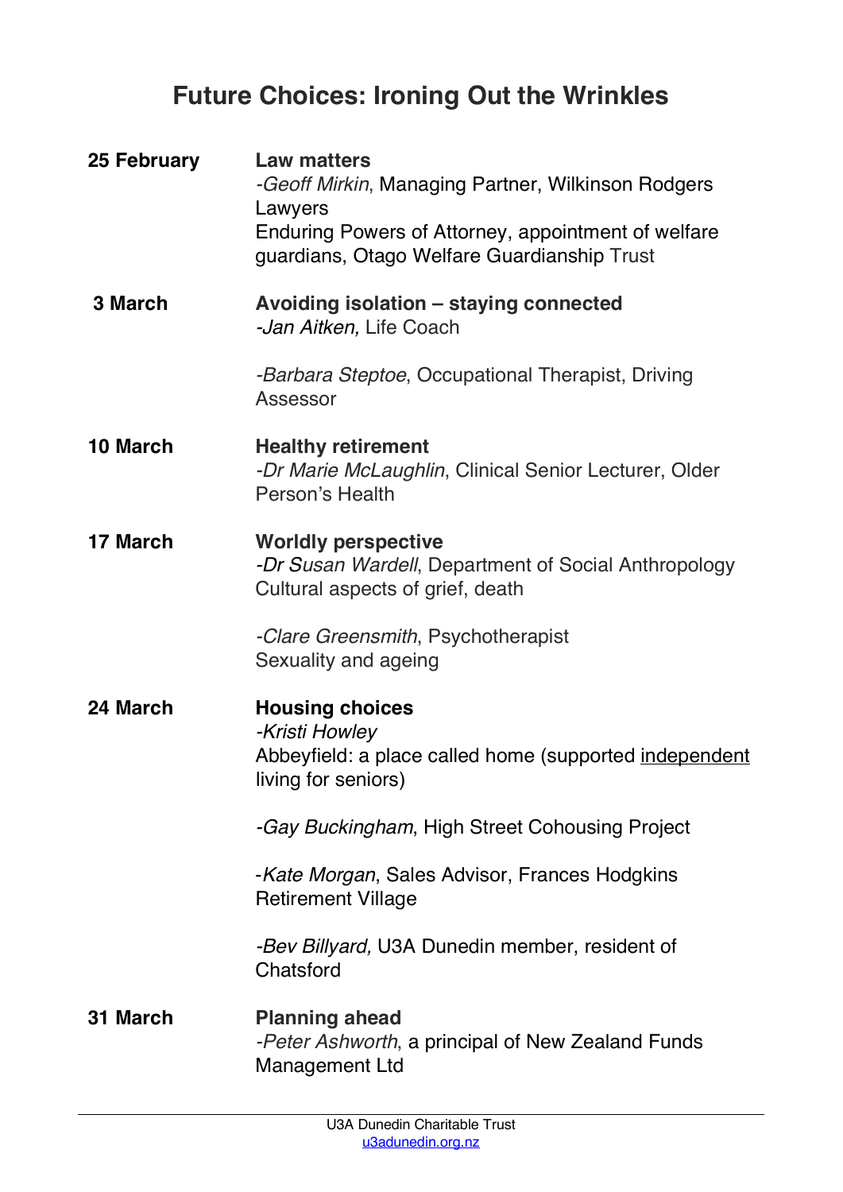# Future Choices: Ironing Out the Wrinkles

| | |
|---|---|
| **25 February** | **Law matters**<br>-*Geoff Mirkin*, Managing Partner, Wilkinson Rodgers Lawyers<br>Enduring Powers of Attorney, appointment of welfare guardians, Otago Welfare Guardianship Trust |
| **3 March** | **Avoiding isolation – staying connected**<br>-*Jan Aitken,* Life Coach<br><br>-*Barbara Steptoe*, Occupational Therapist, Driving Assessor |
| **10 March** | **Healthy retirement**<br>-*Dr Marie McLaughlin*, Clinical Senior Lecturer, Older Person's Health |
| **17 March** | **Worldly perspective**<br>-*Dr Susan Wardell*, Department of Social Anthropology<br>Cultural aspects of grief, death<br><br>-*Clare Greensmith*, Psychotherapist<br>Sexuality and ageing |
| **24 March** | **Housing choices**<br>-*Kristi Howley*<br>Abbeyfield: a place called home (supported <u>independent</u> living for seniors)<br><br>-*Gay Buckingham*, High Street Cohousing Project<br><br>-*Kate Morgan*, Sales Advisor, Frances Hodgkins Retirement Village<br><br>-*Bev Billyard,* U3A Dunedin member, resident of Chatsford |
| **31 March** | **Planning ahead**<br>-*Peter Ashworth*, a principal of New Zealand Funds Management Ltd |

U3A Dunedin Charitable Trust
u3adunedin.org.nz